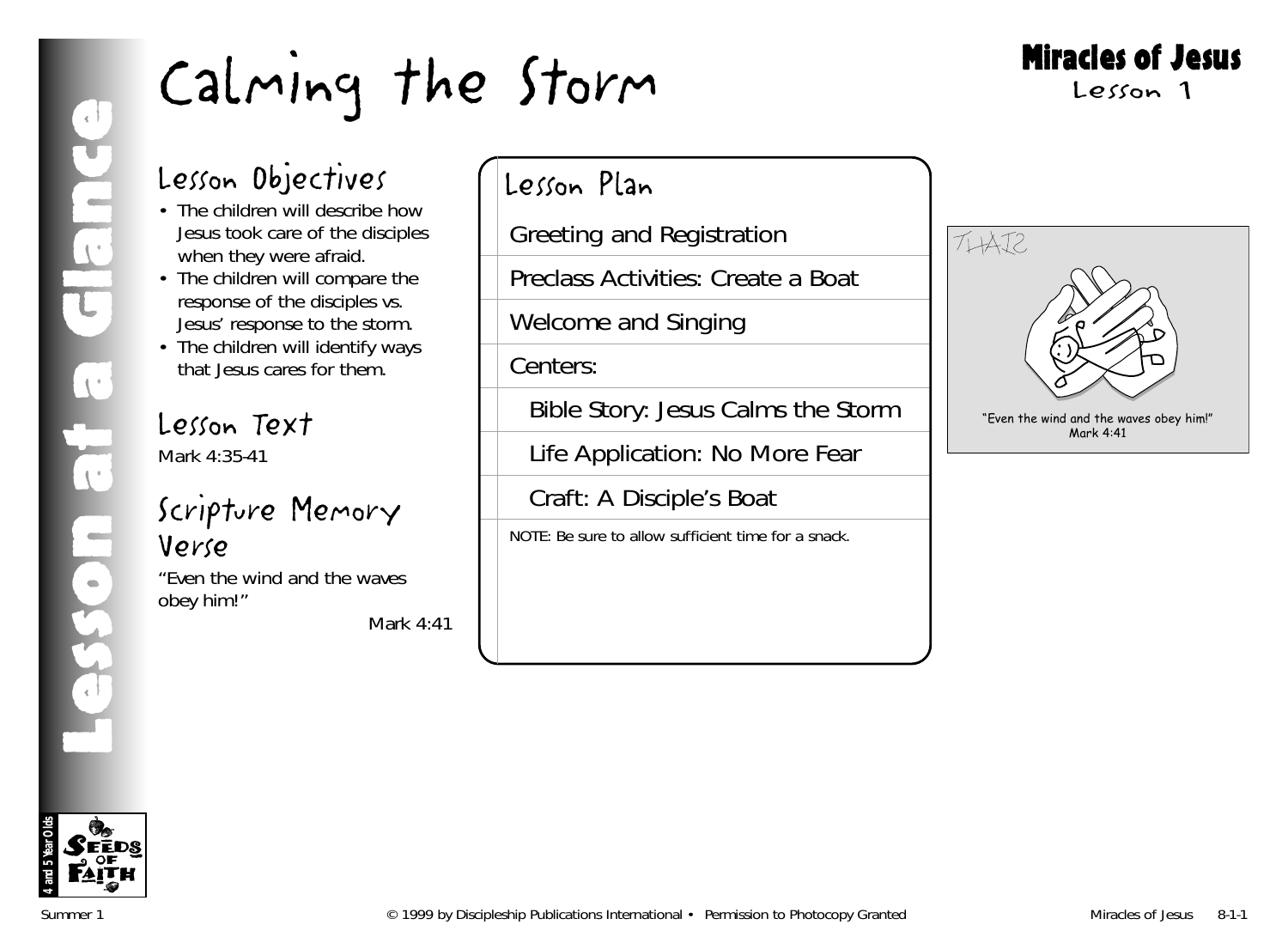# Calming the Storm

**Miracles of Jesus**
Lesson 1

Lesson at a Glance

## Lesson Objectives

- The children will describe how Jesus took care of the disciples when they were afraid.
- The children will compare the response of the disciples vs. Jesus' response to the storm.
- The children will identify ways that Jesus cares for them.

## Lesson Text

Mark 4:35-41

## Scripture Memory Verse

"Even the wind and the waves obey him!"

Mark 4:41

## Lesson Plan

- Greeting and Registration
- Preclass Activities: Create a Boat
- Welcome and Singing
- Centers:
  - Bible Story: Jesus Calms the Storm
  - Life Application: No More Fear
  - Craft: A Disciple's Boat

NOTE: Be sure to allow sufficient time for a snack.

"Even the wind and the waves obey him!"
Mark 4:41

4 and 5 Year Olds — Seeds of Faith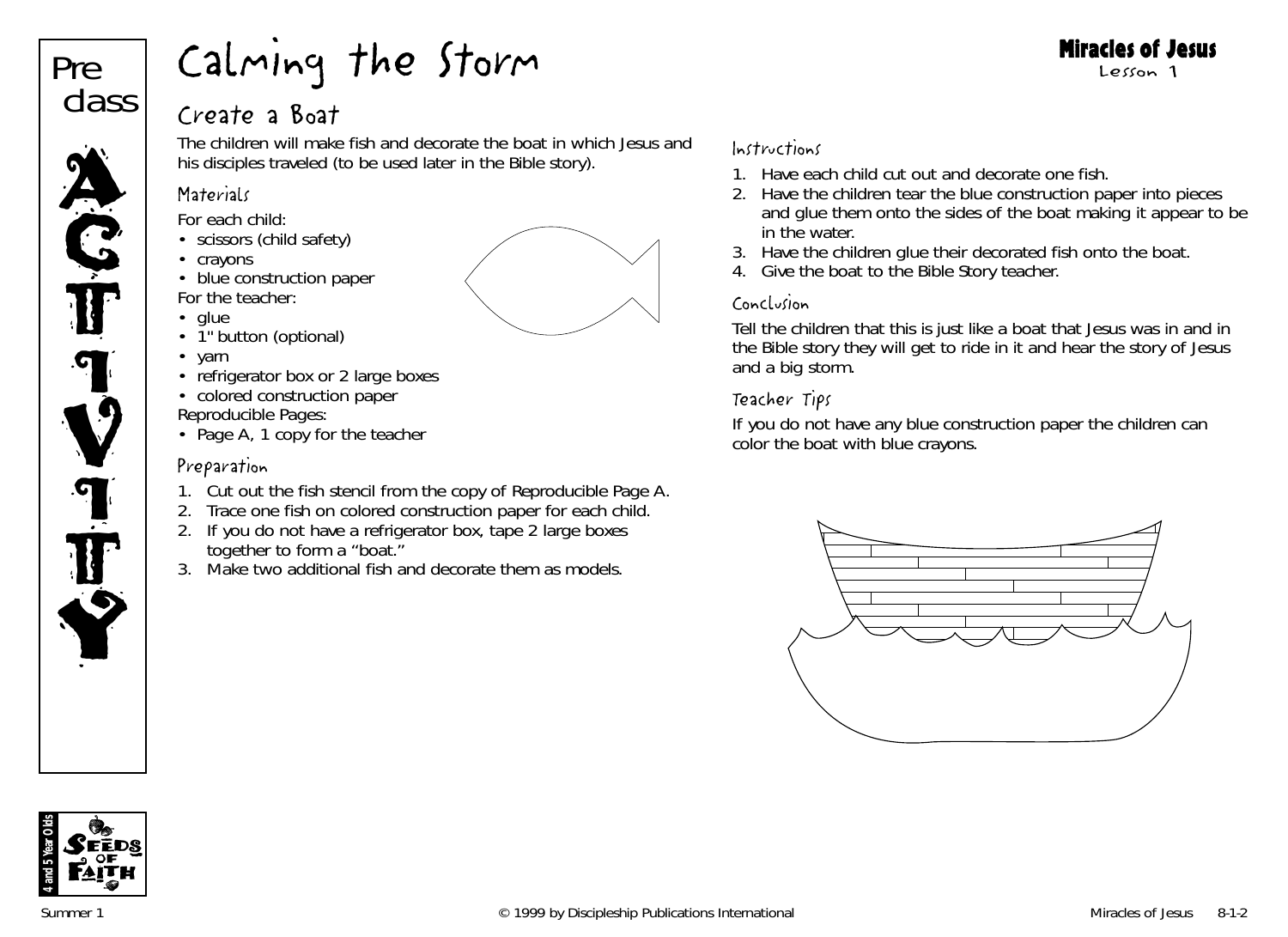# Calming the Storm

**Miracles of Jesus**
Lesson 1

Pre class ACTIVITY

## Create a Boat

The children will make fish and decorate the boat in which Jesus and his disciples traveled (to be used later in the Bible story).

### Materials

For each child:
- scissors (child safety)
- crayons
- blue construction paper

For the teacher:
- glue
- 1" button (optional)
- yarn
- refrigerator box or 2 large boxes
- colored construction paper

Reproducible Pages:
- Page A, 1 copy for the teacher

### Preparation

1. Cut out the fish stencil from the copy of Reproducible Page A.
2. Trace one fish on colored construction paper for each child.
2. If you do not have a refrigerator box, tape 2 large boxes together to form a "boat."
3. Make two additional fish and decorate them as models.

### Instructions

1. Have each child cut out and decorate one fish.
2. Have the children tear the blue construction paper into pieces and glue them onto the sides of the boat making it appear to be in the water.
3. Have the children glue their decorated fish onto the boat.
4. Give the boat to the Bible Story teacher.

### Conclusion

Tell the children that this is just like a boat that Jesus was in and in the Bible story they will get to ride in it and hear the story of Jesus and a big storm.

### Teacher Tips

If you do not have any blue construction paper the children can color the boat with blue crayons.

4 and 5 Year Olds — Seeds of Faith

Summer 1 © 1999 by Discipleship Publications International Miracles of Jesus 8-1-2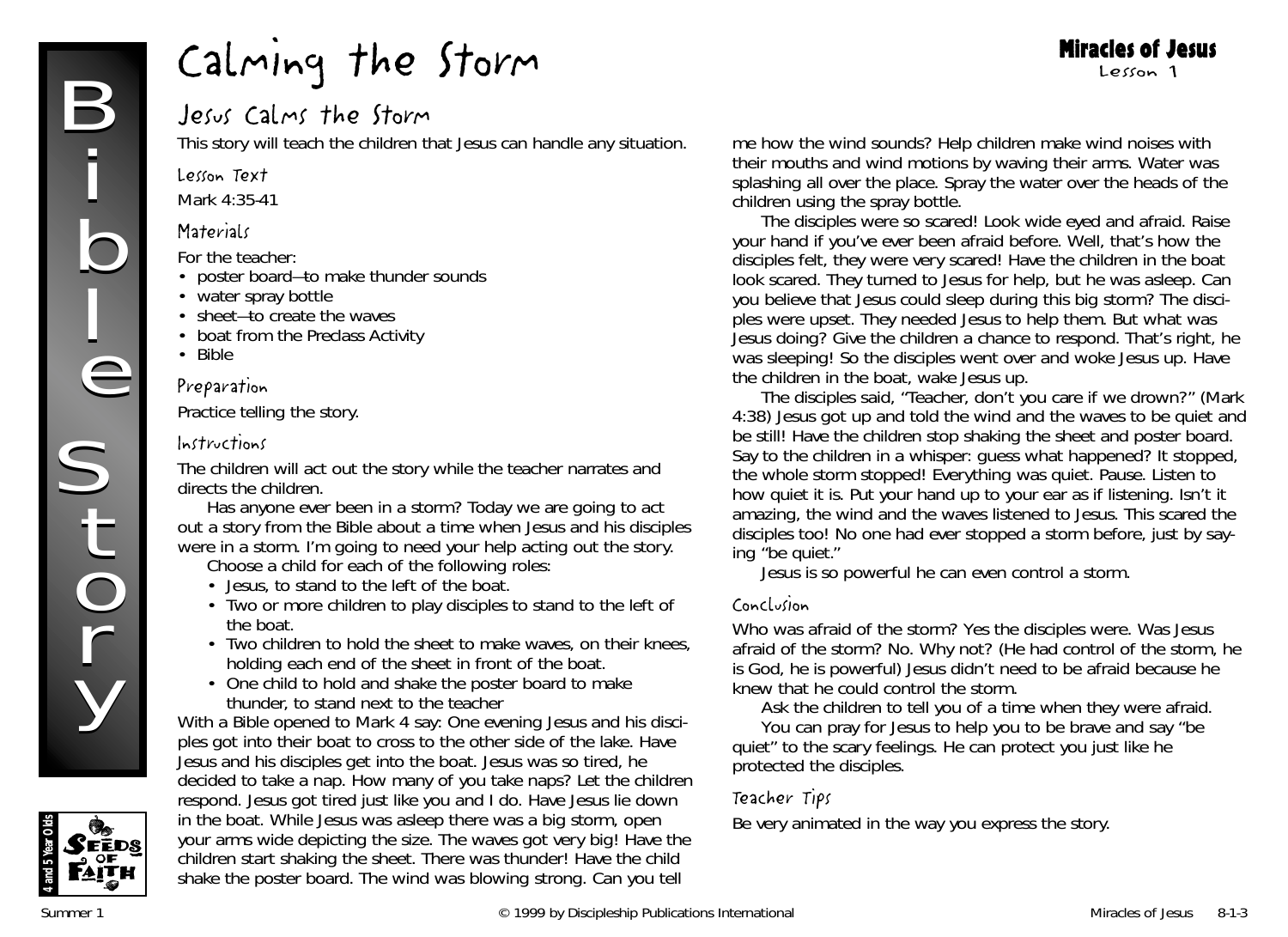# Calming the Storm

**Miracles of Jesus**
Lesson 1

## Jesus Calms the Storm

This story will teach the children that Jesus can handle any situation.

### Lesson Text

Mark 4:35-41

### Materials

For the teacher:

- poster board—to make thunder sounds
- water spray bottle
- sheet—to create the waves
- boat from the Preclass Activity
- Bible

### Preparation

Practice telling the story.

### Instructions

The children will act out the story while the teacher narrates and directs the children.

Has anyone ever been in a storm? Today we are going to act out a story from the Bible about a time when Jesus and his disciples were in a storm. I'm going to need your help acting out the story.

Choose a child for each of the following roles:

- Jesus, to stand to the left of the boat.
- Two or more children to play disciples to stand to the left of the boat.
- Two children to hold the sheet to make waves, on their knees, holding each end of the sheet in front of the boat.
- One child to hold and shake the poster board to make thunder, to stand next to the teacher

With a Bible opened to Mark 4 say: One evening Jesus and his disciples got into their boat to cross to the other side of the lake. Have Jesus and his disciples get into the boat. Jesus was so tired, he decided to take a nap. How many of you take naps? Let the children respond. Jesus got tired just like you and I do. Have Jesus lie down in the boat. While Jesus was asleep there was a big storm, open your arms wide depicting the size. The waves got very big! Have the children start shaking the sheet. There was thunder! Have the child shake the poster board. The wind was blowing strong. Can you tell me how the wind sounds? Help children make wind noises with their mouths and wind motions by waving their arms. Water was splashing all over the place. Spray the water over the heads of the children using the spray bottle.

The disciples were so scared! Look wide eyed and afraid. Raise your hand if you've ever been afraid before. Well, that's how the disciples felt, they were very scared! Have the children in the boat look scared. They turned to Jesus for help, but he was asleep. Can you believe that Jesus could sleep during this big storm? The disciples were upset. They needed Jesus to help them. But what was Jesus doing? Give the children a chance to respond. That's right, he was sleeping! So the disciples went over and woke Jesus up. Have the children in the boat, wake Jesus up.

The disciples said, "Teacher, don't you care if we drown?" (Mark 4:38) Jesus got up and told the wind and the waves to be quiet and be still! Have the children stop shaking the sheet and poster board. Say to the children in a whisper: guess what happened? It stopped, the whole storm stopped! Everything was quiet. Pause. Listen to how quiet it is. Put your hand up to your ear as if listening. Isn't it amazing, the wind and the waves listened to Jesus. This scared the disciples too! No one had ever stopped a storm before, just by saying "be quiet."

Jesus is so powerful he can even control a storm.

### Conclusion

Who was afraid of the storm? Yes the disciples were. Was Jesus afraid of the storm? No. Why not? (He had control of the storm, he is God, he is powerful) Jesus didn't need to be afraid because he knew that he could control the storm.

Ask the children to tell you of a time when they were afraid.

You can pray for Jesus to help you to be brave and say "be quiet" to the scary feelings. He can protect you just like he protected the disciples.

### Teacher Tips

Be very animated in the way you express the story.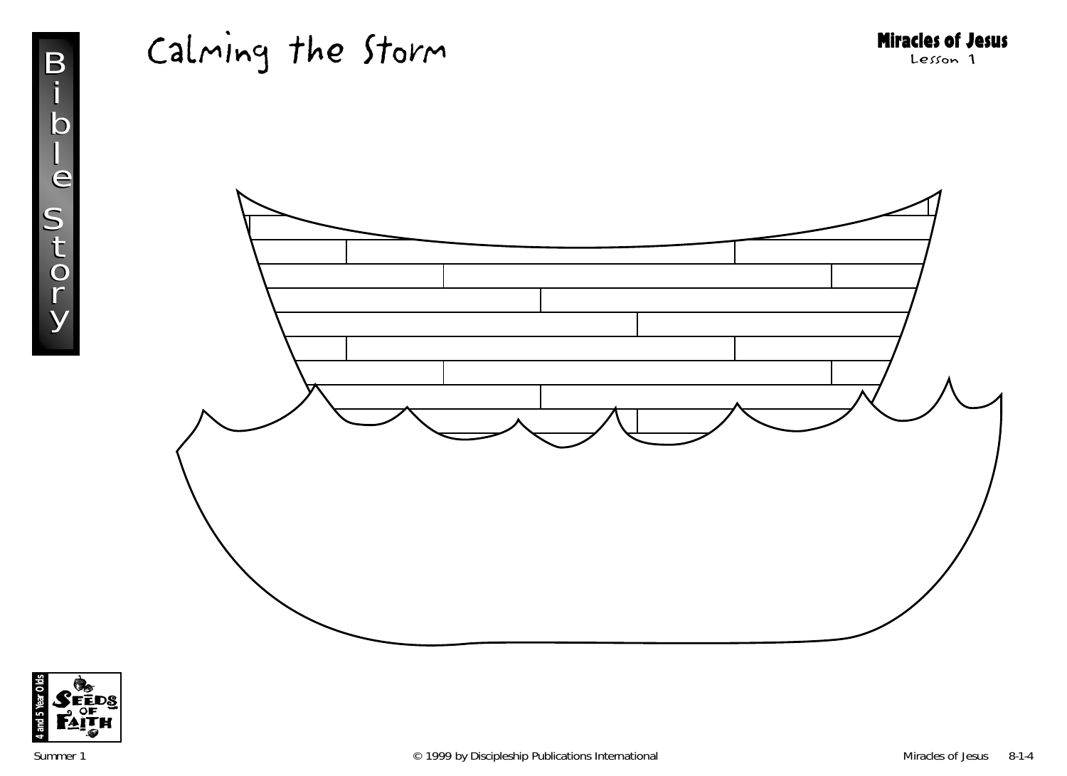# Calming the Storm

**Miracles of Jesus**
Lesson 1

Bible Story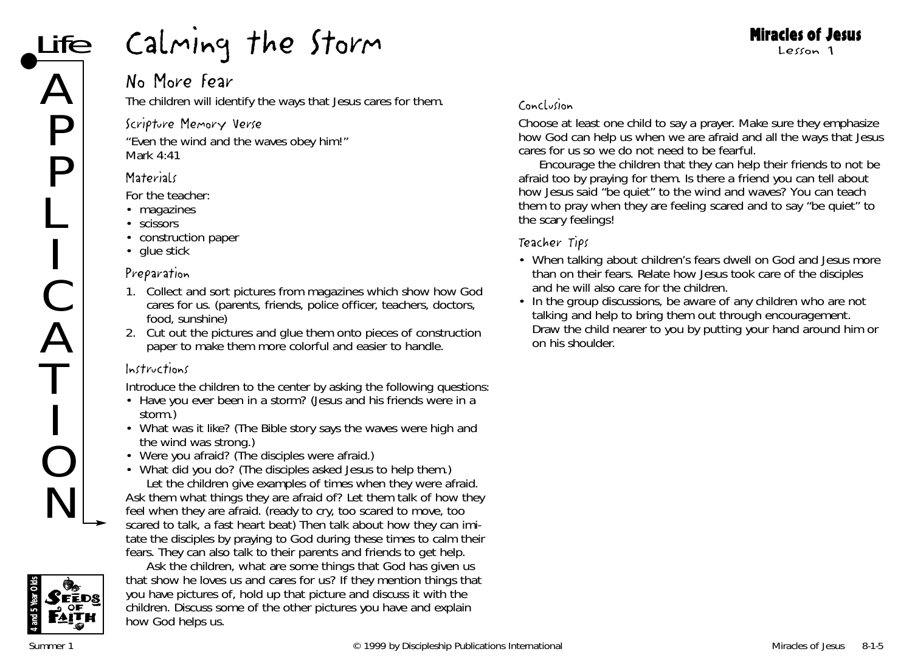# Calming the Storm

Miracles of Jesus
Lesson 1

## No More Fear

The children will identify the ways that Jesus cares for them.

### Scripture Memory Verse

"Even the wind and the waves obey him!"
Mark 4:41

### Materials

For the teacher:

- magazines
- scissors
- construction paper
- glue stick

### Preparation

1. Collect and sort pictures from magazines which show how God cares for us. (parents, friends, police officer, teachers, doctors, food, sunshine)
2. Cut out the pictures and glue them onto pieces of construction paper to make them more colorful and easier to handle.

### Instructions

Introduce the children to the center by asking the following questions:

- Have you ever been in a storm? (Jesus and his friends were in a storm.)
- What was it like? (The Bible story says the waves were high and the wind was strong.)
- Were you afraid? (The disciples were afraid.)
- What did you do? (The disciples asked Jesus to help them.)

Let the children give examples of times when they were afraid. Ask them what things they are afraid of? Let them talk of how they feel when they are afraid. (ready to cry, too scared to move, too scared to talk, a fast heart beat) Then talk about how they can imitate the disciples by praying to God during these times to calm their fears. They can also talk to their parents and friends to get help.

Ask the children, what are some things that God has given us that show he loves us and cares for us? If they mention things that you have pictures of, hold up that picture and discuss it with the children. Discuss some of the other pictures you have and explain how God helps us.

### Conclusion

Choose at least one child to say a prayer. Make sure they emphasize how God can help us when we are afraid and all the ways that Jesus cares for us so we do not need to be fearful.

Encourage the children that they can help their friends to not be afraid too by praying for them. Is there a friend you can tell about how Jesus said "be quiet" to the wind and waves? You can teach them to pray when they are feeling scared and to say "be quiet" to the scary feelings!

### Teacher Tips

- When talking about children's fears dwell on God and Jesus more than on their fears. Relate how Jesus took care of the disciples and he will also care for the children.
- In the group discussions, be aware of any children who are not talking and help to bring them out through encouragement. Draw the child nearer to you by putting your hand around him or on his shoulder.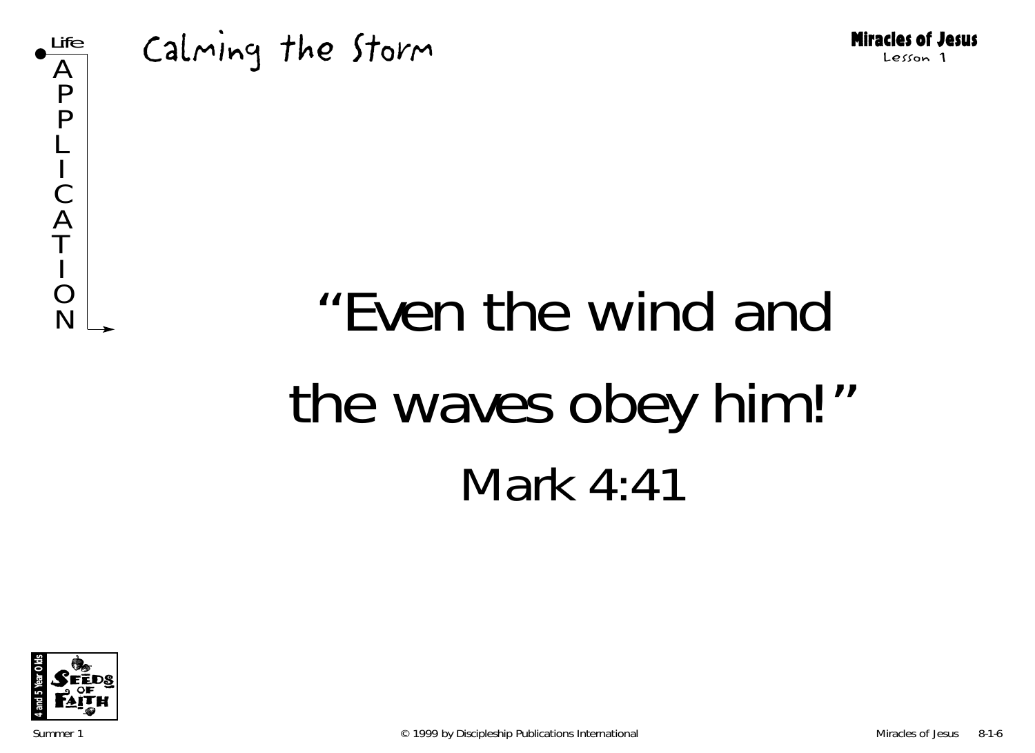Life APPLICATION

# Calming the Storm

**Miracles of Jesus**
Lesson 1

# "Even the wind and the waves obey him!"

## Mark 4:41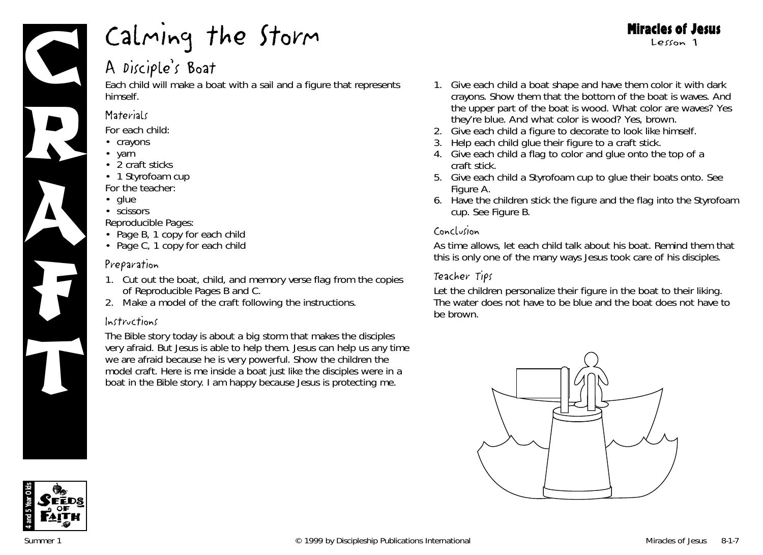# Calming the Storm

## A Disciple's Boat

Each child will make a boat with a sail and a figure that represents himself.

### Materials

For each child:
- crayons
- yarn
- 2 craft sticks
- 1 Styrofoam cup

For the teacher:
- glue
- scissors

Reproducible Pages:
- Page B, 1 copy for each child
- Page C, 1 copy for each child

### Preparation

1. Cut out the boat, child, and memory verse flag from the copies of Reproducible Pages B and C.
2. Make a model of the craft following the instructions.

### Instructions

The Bible story today is about a big storm that makes the disciples very afraid. But Jesus is able to help them. Jesus can help us any time we are afraid because he is very powerful. Show the children the model craft. Here is me inside a boat just like the disciples were in a boat in the Bible story. I am happy because Jesus is protecting me.

1. Give each child a boat shape and have them color it with dark crayons. Show them that the bottom of the boat is waves. And the upper part of the boat is wood. What color are waves? Yes they're blue. And what color is wood? Yes, brown.
2. Give each child a figure to decorate to look like himself.
3. Help each child glue their figure to a craft stick.
4. Give each child a flag to color and glue onto the top of a craft stick.
5. Give each child a Styrofoam cup to glue their boats onto. See Figure A.
6. Have the children stick the figure and the flag into the Styrofoam cup. See Figure B.

### Conclusion

As time allows, let each child talk about his boat. Remind them that this is only one of the many ways Jesus took care of his disciples.

### Teacher Tips

Let the children personalize their figure in the boat to their liking. The water does not have to be blue and the boat does not have to be brown.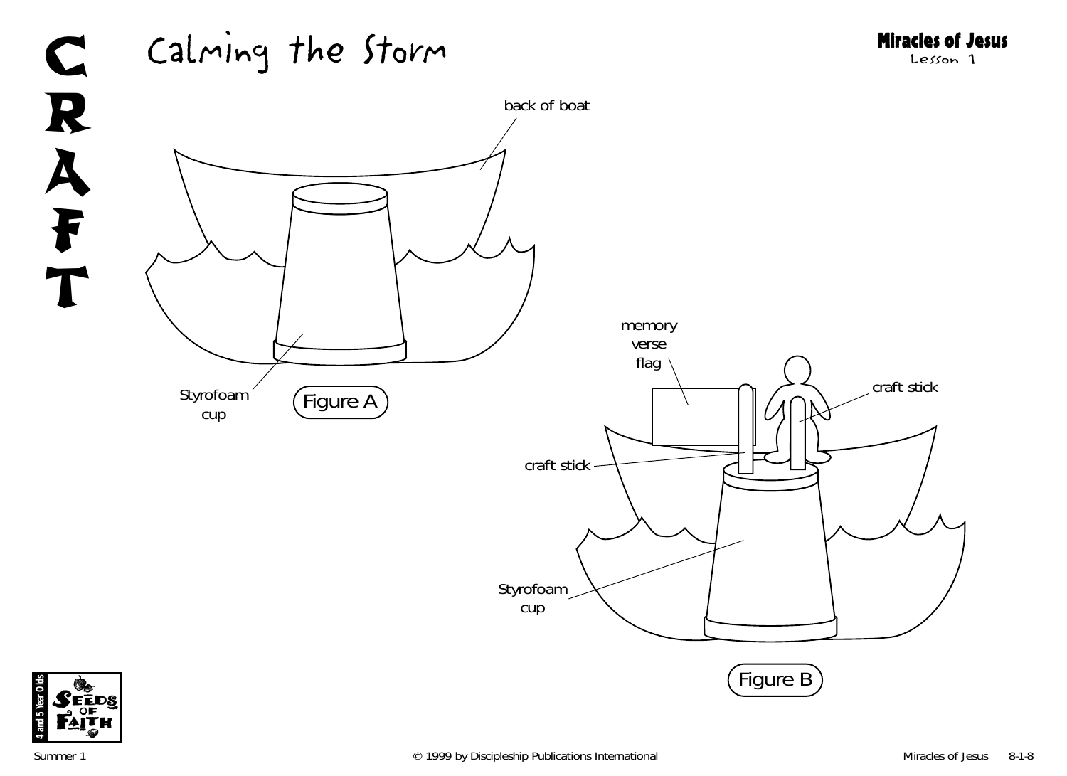# CRAFT

## Calming the Storm

back of boat

Styrofoam cup

Figure A

memory verse flag

craft stick

craft stick

Styrofoam cup

Figure B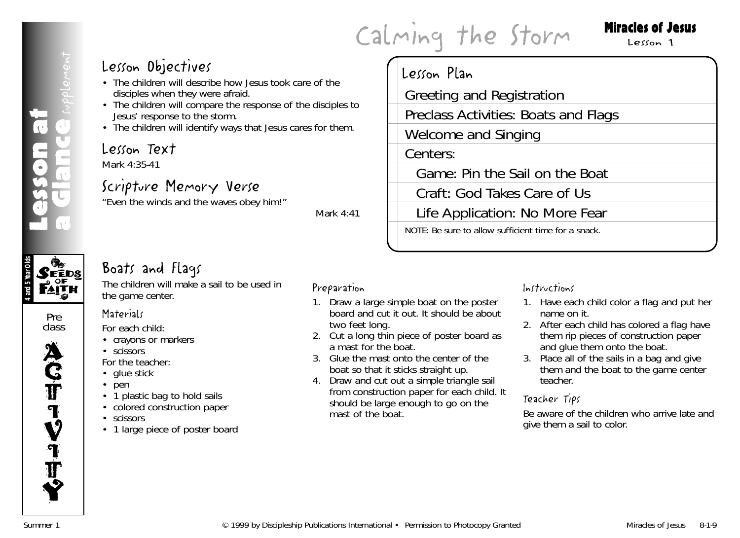# Calming the Storm

**Miracles of Jesus**
Lesson 1

Lesson at a Glance supplement

## Lesson Objectives

- The children will describe how Jesus took care of the disciples when they were afraid.
- The children will compare the response of the disciples to Jesus' response to the storm.
- The children will identify ways that Jesus cares for them.

## Lesson Text

Mark 4:35-41

## Scripture Memory Verse

"Even the winds and the waves obey him!"

Mark 4:41

## Lesson Plan

- Greeting and Registration
- Preclass Activities: Boats and Flags
- Welcome and Singing
- Centers:
  - Game: Pin the Sail on the Boat
  - Craft: God Takes Care of Us
  - Life Application: No More Fear

NOTE: Be sure to allow sufficient time for a snack.

4 and 5 Year Olds — Seeds of Faith

Preclass ACTIVITY

## Boats and Flags

The children will make a sail to be used in the game center.

### Materials

For each child:

- crayons or markers
- scissors

For the teacher:

- glue stick
- pen
- 1 plastic bag to hold sails
- colored construction paper
- scissors
- 1 large piece of poster board

### Preparation

1. Draw a large simple boat on the poster board and cut it out. It should be about two feet long.
2. Cut a long thin piece of poster board as a mast for the boat.
3. Glue the mast onto the center of the boat so that it sticks straight up.
4. Draw and cut out a simple triangle sail from construction paper for each child. It should be large enough to go on the mast of the boat.

### Instructions

1. Have each child color a flag and put her name on it.
2. After each child has colored a flag have them rip pieces of construction paper and glue them onto the boat.
3. Place all of the sails in a bag and give them and the boat to the game center teacher.

### Teacher Tips

Be aware of the children who arrive late and give them a sail to color.

Summer 1 © 1999 by Discipleship Publications International • Permission to Photocopy Granted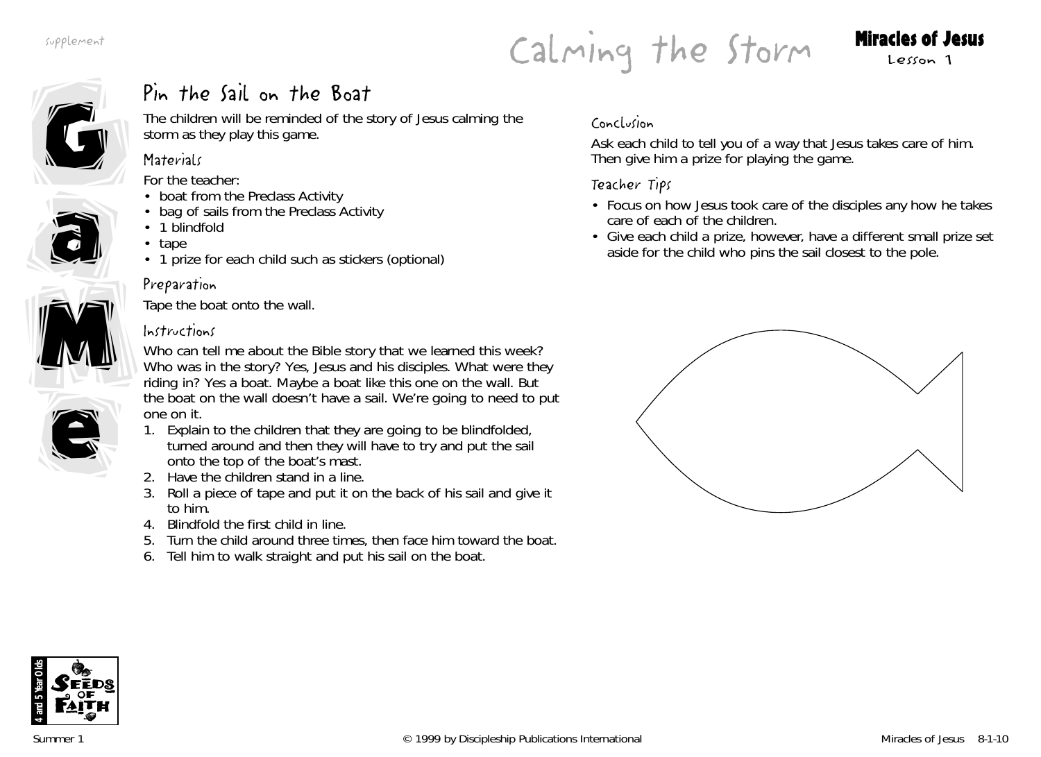supplement

# Calming the Storm

**Miracles of Jesus**
Lesson 1

Game

## Pin the Sail on the Boat

The children will be reminded of the story of Jesus calming the storm as they play this game.

### Materials

For the teacher:

- boat from the Preclass Activity
- bag of sails from the Preclass Activity
- 1 blindfold
- tape
- 1 prize for each child such as stickers (optional)

### Preparation

Tape the boat onto the wall.

### Instructions

Who can tell me about the Bible story that we learned this week? Who was in the story? Yes, Jesus and his disciples. What were they riding in? Yes a boat. Maybe a boat like this one on the wall. But the boat on the wall doesn't have a sail. We're going to need to put one on it.

1. Explain to the children that they are going to be blindfolded, turned around and then they will have to try and put the sail onto the top of the boat's mast.
2. Have the children stand in a line.
3. Roll a piece of tape and put it on the back of his sail and give it to him.
4. Blindfold the first child in line.
5. Turn the child around three times, then face him toward the boat.
6. Tell him to walk straight and put his sail on the boat.

### Conclusion

Ask each child to tell you of a way that Jesus takes care of him. Then give him a prize for playing the game.

### Teacher Tips

- Focus on how Jesus took care of the disciples any how he takes care of each of the children.
- Give each child a prize, however, have a different small prize set aside for the child who pins the sail closest to the pole.

4 and 5 Year Olds — Seeds of Faith

Summer 1 © 1999 by Discipleship Publications International Miracles of Jesus 8-1-10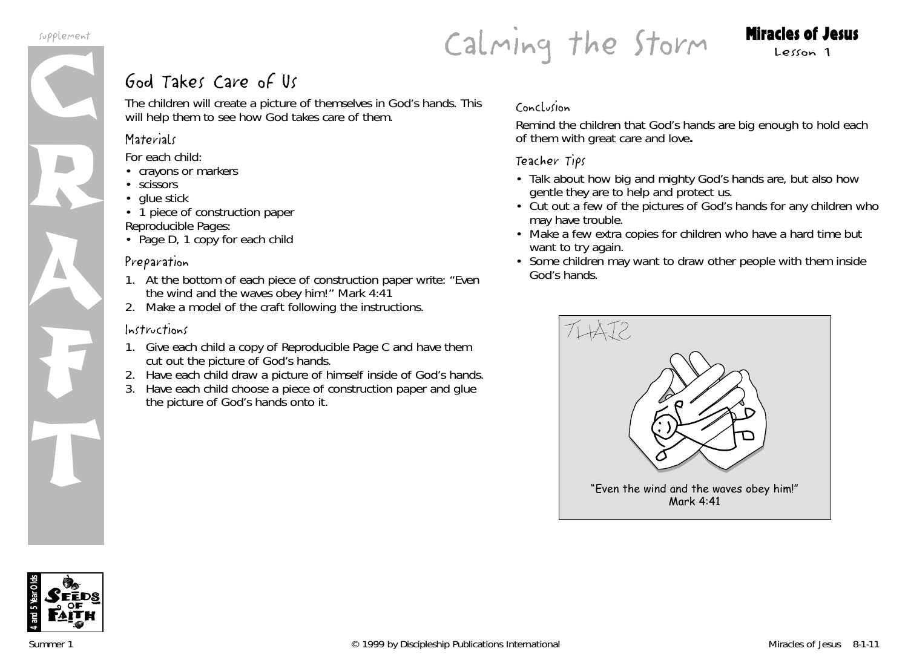# Calming the Storm

**Miracles of Jesus**
Lesson 1

supplement

CRAFT

## God Takes Care of Us

The children will create a picture of themselves in God's hands. This will help them to see how God takes care of them.

### Materials

For each child:
- crayons or markers
- scissors
- glue stick
- 1 piece of construction paper

Reproducible Pages:
- Page D, 1 copy for each child

### Preparation

1. At the bottom of each piece of construction paper write: "Even the wind and the waves obey him!" Mark 4:41
2. Make a model of the craft following the instructions.

### Instructions

1. Give each child a copy of Reproducible Page C and have them cut out the picture of God's hands.
2. Have each child draw a picture of himself inside of God's hands.
3. Have each child choose a piece of construction paper and glue the picture of God's hands onto it.

### Conclusion

Remind the children that God's hands are big enough to hold each of them with great care and love**.**

### Teacher Tips

- Talk about how big and mighty God's hands are, but also how gentle they are to help and protect us.
- Cut out a few of the pictures of God's hands for any children who may have trouble.
- Make a few extra copies for children who have a hard time but want to try again.
- Some children may want to draw other people with them inside God's hands.

THAIS

"Even the wind and the waves obey him!"
Mark 4:41

4 and 5 Year Olds
SEEDS OF FAITH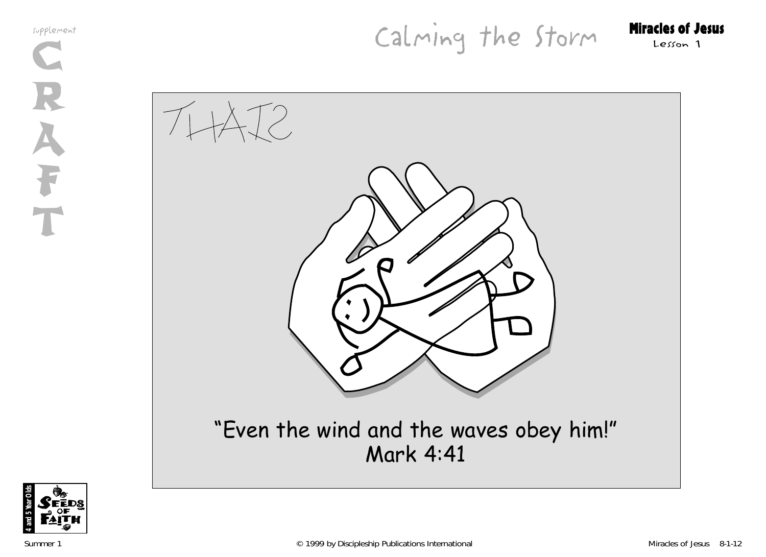supplement

CRAFT

# Calming the Storm

**Miracles of Jesus**
Lesson 1

THAIS

"Even the wind and the waves obey him!"
Mark 4:41

4 and 5 Year Olds
SEEDS OF FAITH

Summer 1 © 1999 by Discipleship Publications International Miracles of Jesus 8-1-12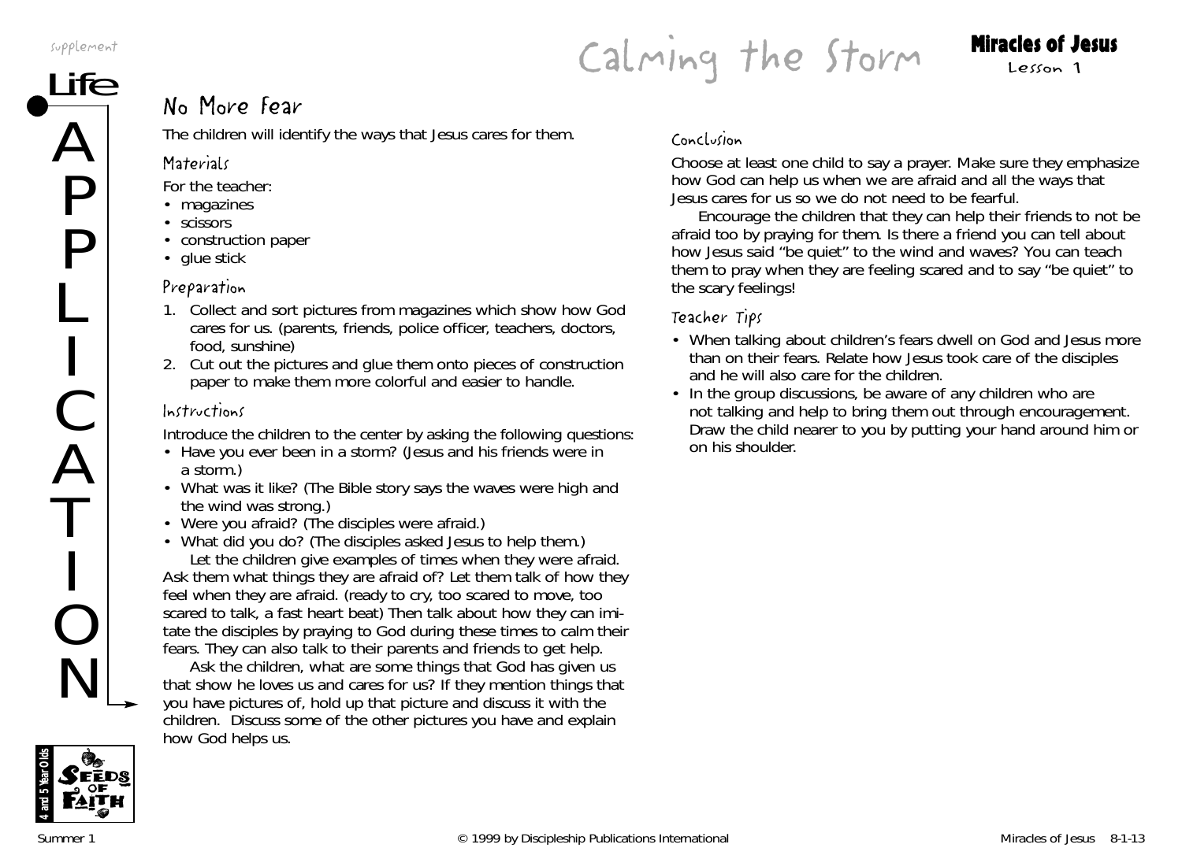# Calming the Storm

**Miracles of Jesus**
Lesson 1

supplement

Life APPLICATION

## No More Fear

The children will identify the ways that Jesus cares for them.

### Materials

For the teacher:
- magazines
- scissors
- construction paper
- glue stick

### Preparation

1. Collect and sort pictures from magazines which show how God cares for us. (parents, friends, police officer, teachers, doctors, food, sunshine)
2. Cut out the pictures and glue them onto pieces of construction paper to make them more colorful and easier to handle.

### Instructions

Introduce the children to the center by asking the following questions:
- Have you ever been in a storm? (Jesus and his friends were in a storm.)
- What was it like? (The Bible story says the waves were high and the wind was strong.)
- Were you afraid? (The disciples were afraid.)
- What did you do? (The disciples asked Jesus to help them.)

Let the children give examples of times when they were afraid. Ask them what things they are afraid of? Let them talk of how they feel when they are afraid. (ready to cry, too scared to move, too scared to talk, a fast heart beat) Then talk about how they can imitate the disciples by praying to God during these times to calm their fears. They can also talk to their parents and friends to get help.

Ask the children, what are some things that God has given us that show he loves us and cares for us? If they mention things that you have pictures of, hold up that picture and discuss it with the children. Discuss some of the other pictures you have and explain how God helps us.

### Conclusion

Choose at least one child to say a prayer. Make sure they emphasize how God can help us when we are afraid and all the ways that Jesus cares for us so we do not need to be fearful.

Encourage the children that they can help their friends to not be afraid too by praying for them. Is there a friend you can tell about how Jesus said "be quiet" to the wind and waves? You can teach them to pray when they are feeling scared and to say "be quiet" to the scary feelings!

### Teacher Tips

- When talking about children's fears dwell on God and Jesus more than on their fears. Relate how Jesus took care of the disciples and he will also care for the children.
- In the group discussions, be aware of any children who are not talking and help to bring them out through encouragement. Draw the child nearer to you by putting your hand around him or on his shoulder.

4 and 5 Year Olds — Seeds of Faith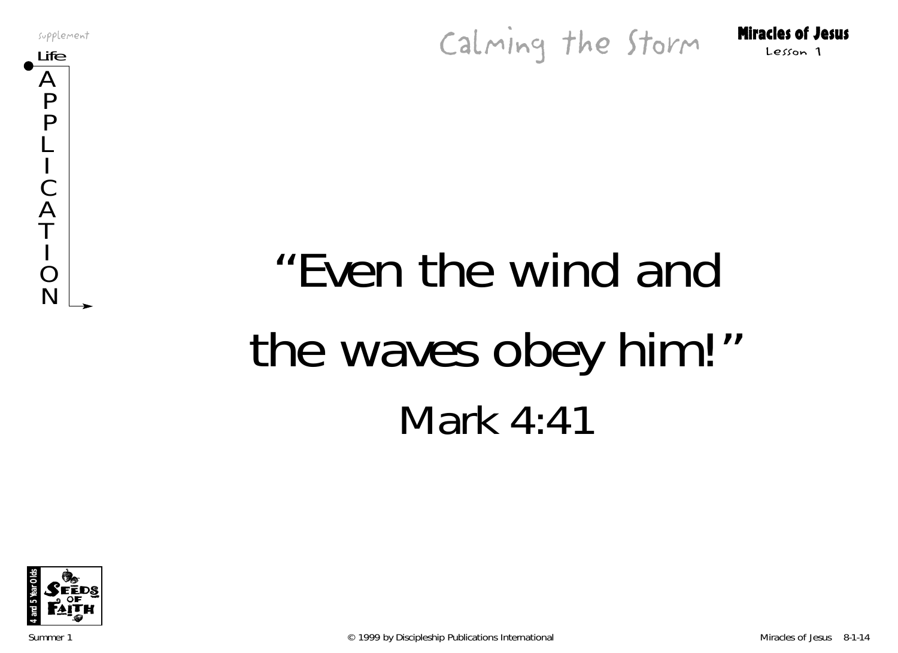supplement

Life APPLICATION

# Calming the Storm

**Miracles of Jesus**
Lesson 1

# "Even the wind and the waves obey him!"

## Mark 4:41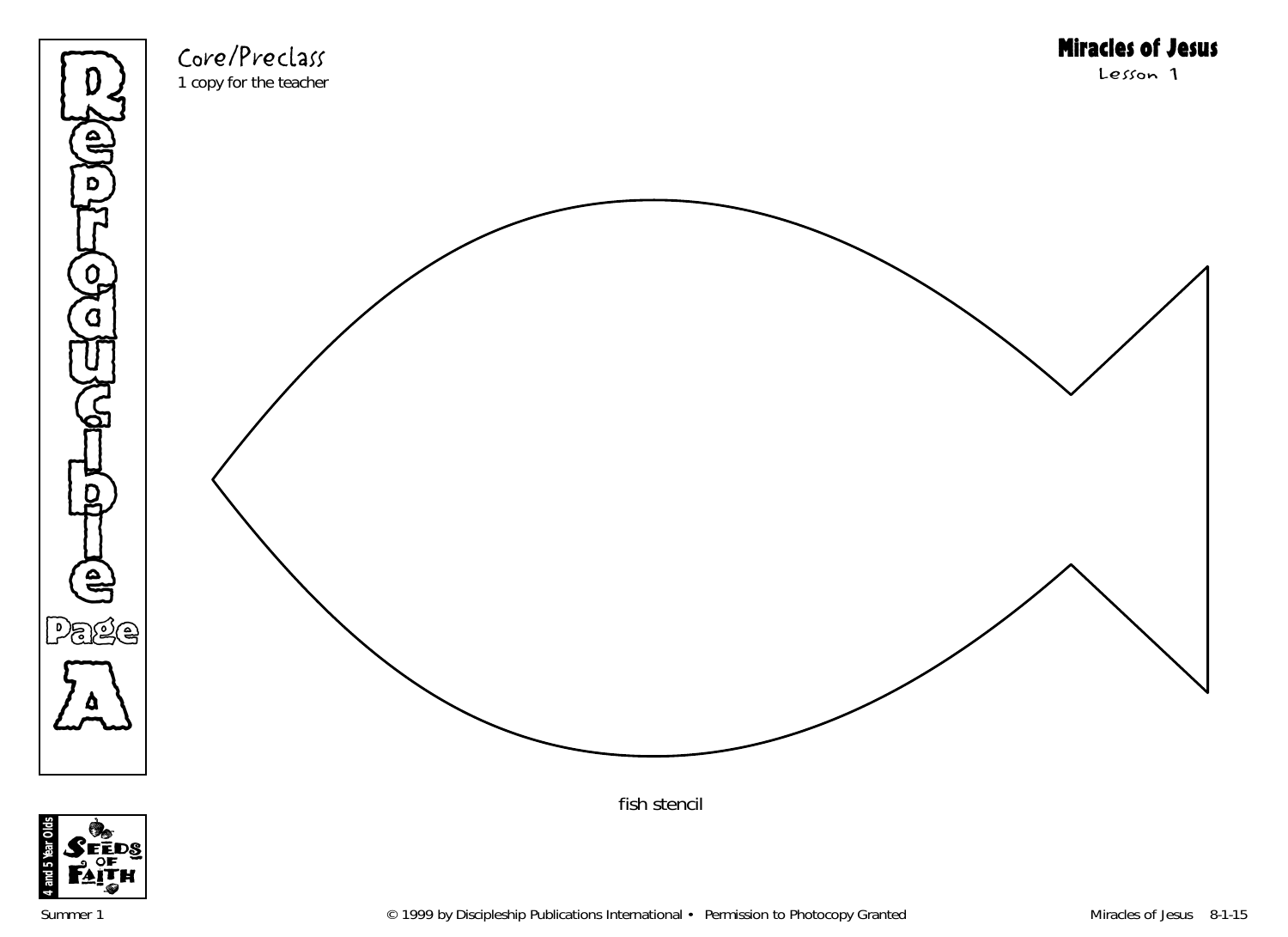Reproducible Page A

Core/Preclass
1 copy for the teacher

**Miracles of Jesus**
Lesson 1

fish stencil

4 and 5 Year Olds
Seeds of Faith

Summer 1    © 1999 by Discipleship Publications International • Permission to Photocopy Granted    Miracles of Jesus 8-1-15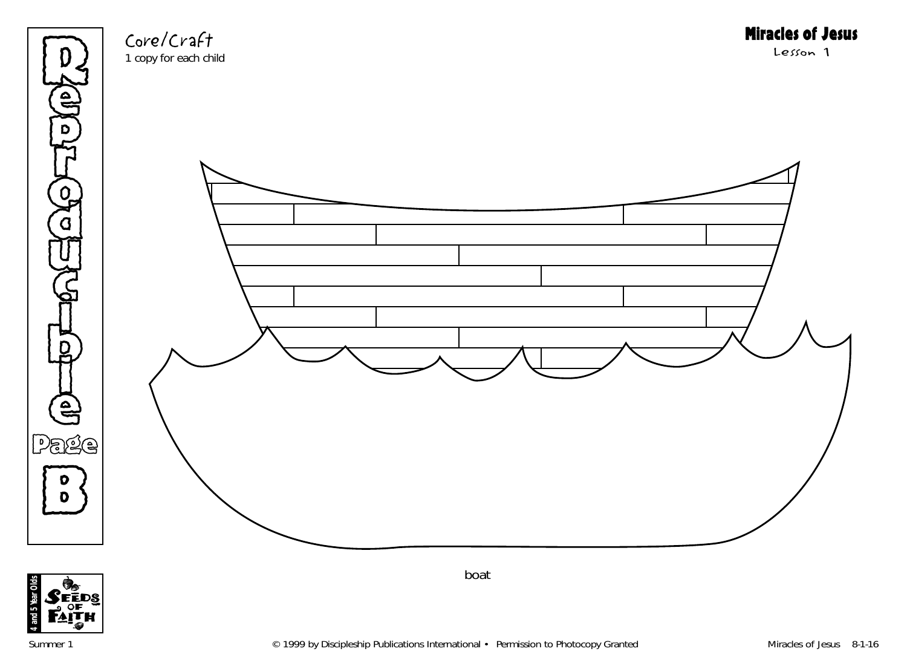Reproducible Page B

Core/Craft
1 copy for each child

**Miracles of Jesus**
Lesson 1

boat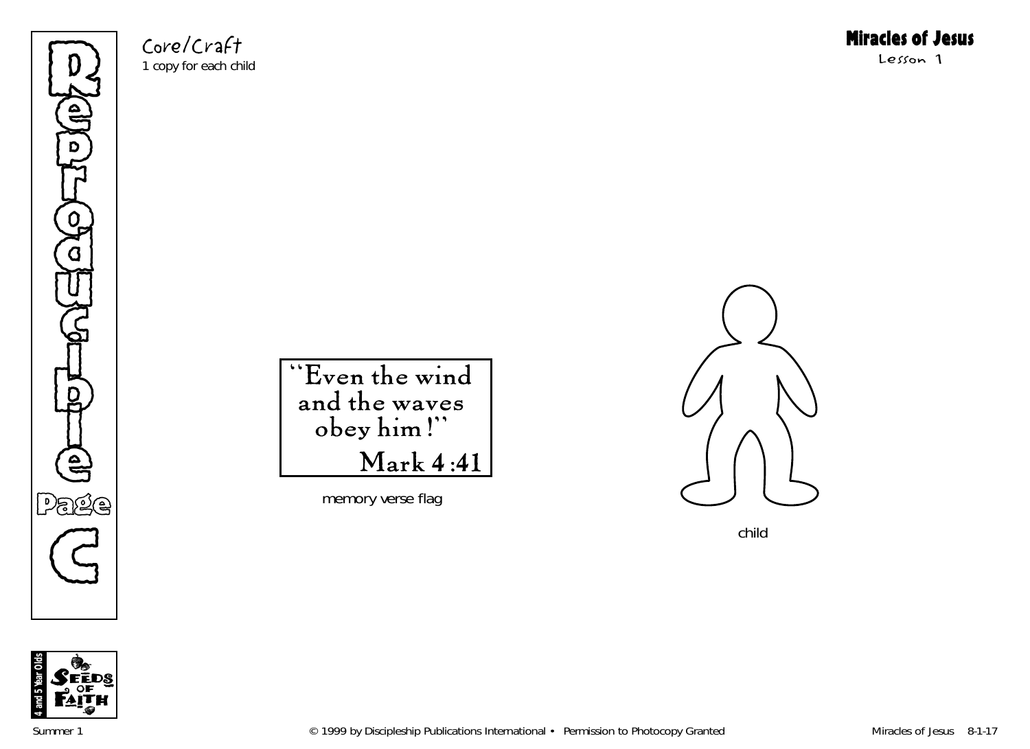# Reproducible Page C

Core/Craft
1 copy for each child

## Miracles of Jesus
Lesson 1

"Even the wind and the waves obey him!"
Mark 4:41

memory verse flag

child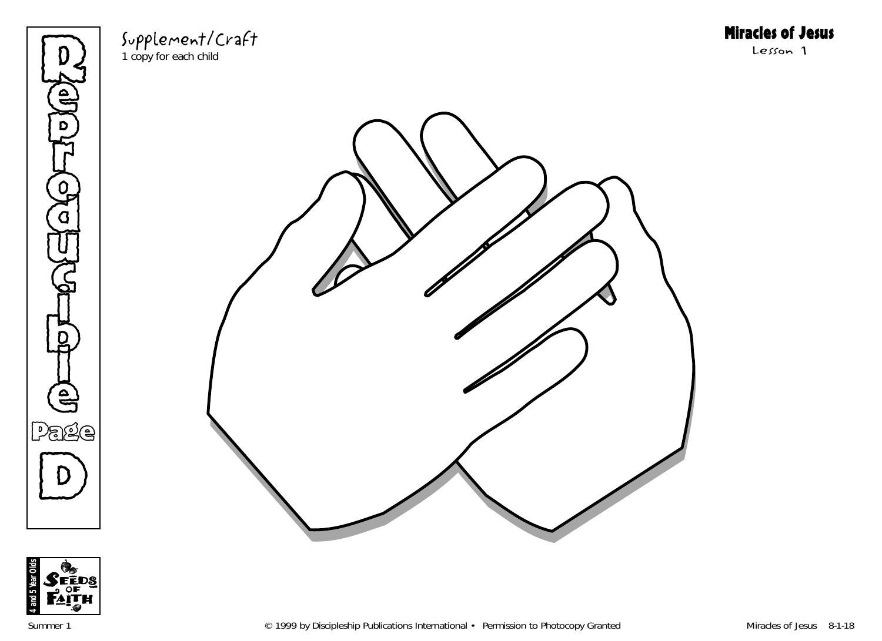Reproducible Page D

Supplement/Craft

1 copy for each child

**Miracles of Jesus**

Lesson 1

4 and 5 Year Olds

Seeds of Faith